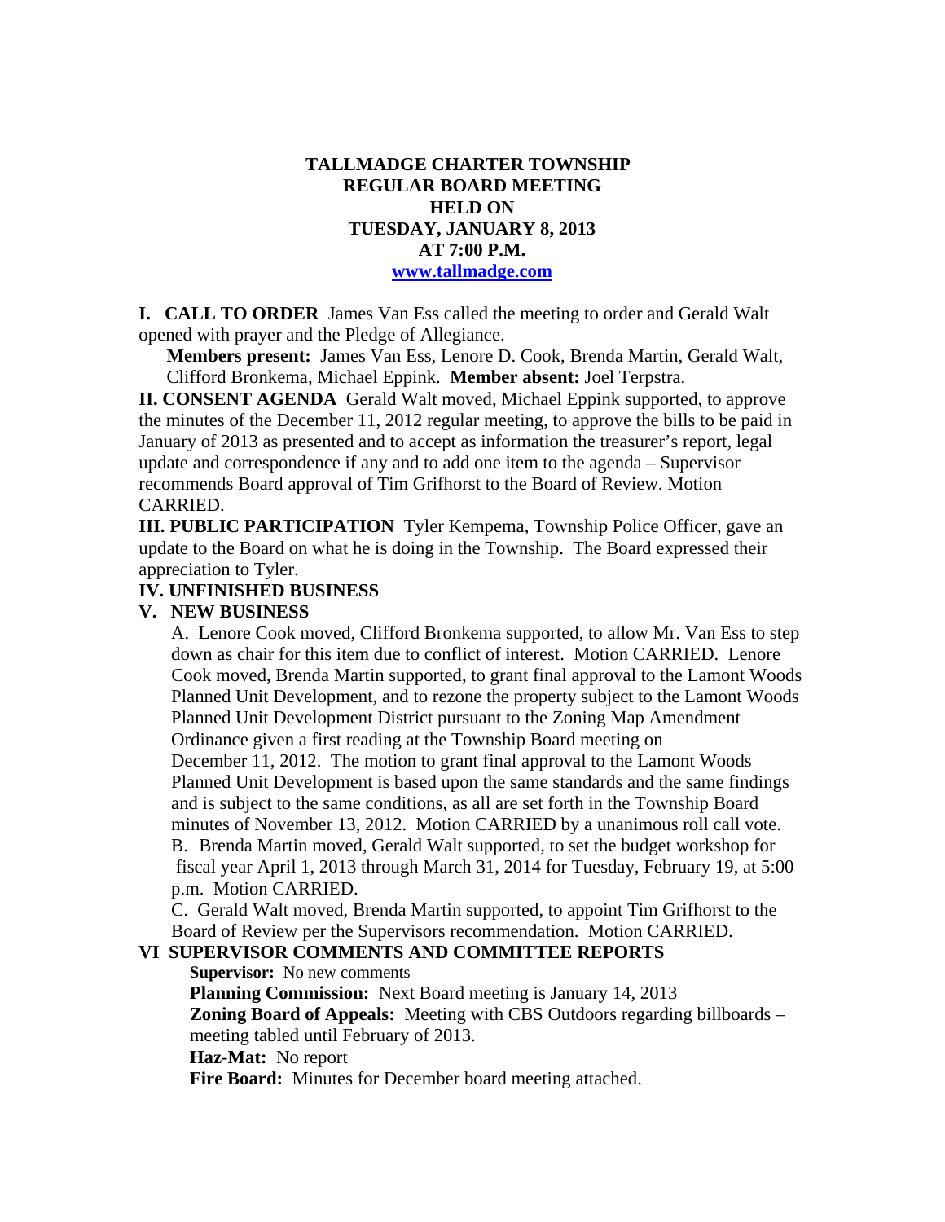# TALLMADGE CHARTER TOWNSHIP
# REGULAR BOARD MEETING
# HELD ON
# TUESDAY, JANUARY 8, 2013
# AT 7:00 P.M.

**www.tallmadge.com**

**I. CALL TO ORDER** James Van Ess called the meeting to order and Gerald Walt opened with prayer and the Pledge of Allegiance.

**Members present:** James Van Ess, Lenore D. Cook, Brenda Martin, Gerald Walt, Clifford Bronkema, Michael Eppink. **Member absent:** Joel Terpstra.

**II. CONSENT AGENDA** Gerald Walt moved, Michael Eppink supported, to approve the minutes of the December 11, 2012 regular meeting, to approve the bills to be paid in January of 2013 as presented and to accept as information the treasurer's report, legal update and correspondence if any and to add one item to the agenda – Supervisor recommends Board approval of Tim Grifhorst to the Board of Review. Motion CARRIED.

**III. PUBLIC PARTICIPATION** Tyler Kempema, Township Police Officer, gave an update to the Board on what he is doing in the Township. The Board expressed their appreciation to Tyler.

**IV. UNFINISHED BUSINESS**

**V. NEW BUSINESS**

A. Lenore Cook moved, Clifford Bronkema supported, to allow Mr. Van Ess to step down as chair for this item due to conflict of interest. Motion CARRIED. Lenore Cook moved, Brenda Martin supported, to grant final approval to the Lamont Woods Planned Unit Development, and to rezone the property subject to the Lamont Woods Planned Unit Development District pursuant to the Zoning Map Amendment Ordinance given a first reading at the Township Board meeting on December 11, 2012. The motion to grant final approval to the Lamont Woods Planned Unit Development is based upon the same standards and the same findings and is subject to the same conditions, as all are set forth in the Township Board minutes of November 13, 2012. Motion CARRIED by a unanimous roll call vote.

B. Brenda Martin moved, Gerald Walt supported, to set the budget workshop for fiscal year April 1, 2013 through March 31, 2014 for Tuesday, February 19, at 5:00 p.m. Motion CARRIED.

C. Gerald Walt moved, Brenda Martin supported, to appoint Tim Grifhorst to the Board of Review per the Supervisors recommendation. Motion CARRIED.

**VI SUPERVISOR COMMENTS AND COMMITTEE REPORTS**

**Supervisor:** No new comments

**Planning Commission:** Next Board meeting is January 14, 2013

**Zoning Board of Appeals:** Meeting with CBS Outdoors regarding billboards – meeting tabled until February of 2013.

**Haz-Mat:** No report

**Fire Board:** Minutes for December board meeting attached.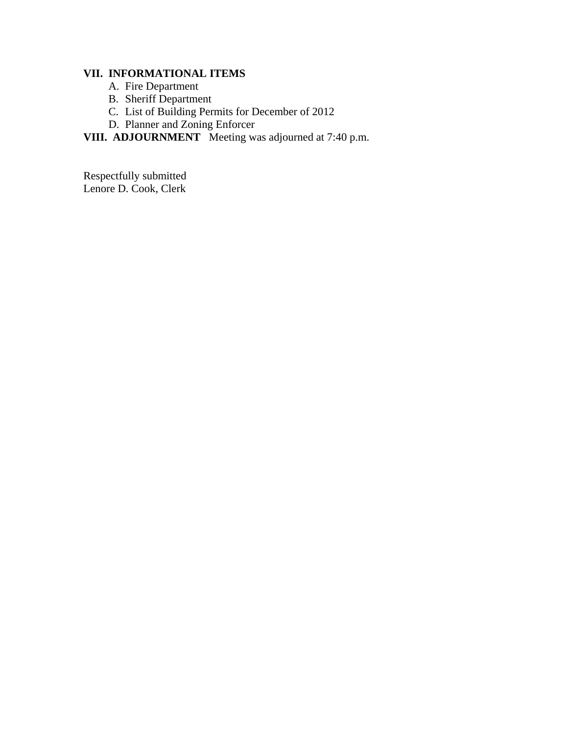**VII. INFORMATIONAL ITEMS**

A. Fire Department
B. Sheriff Department
C. List of Building Permits for December of 2012
D. Planner and Zoning Enforcer

**VIII. ADJOURNMENT** Meeting was adjourned at 7:40 p.m.

Respectfully submitted
Lenore D. Cook, Clerk